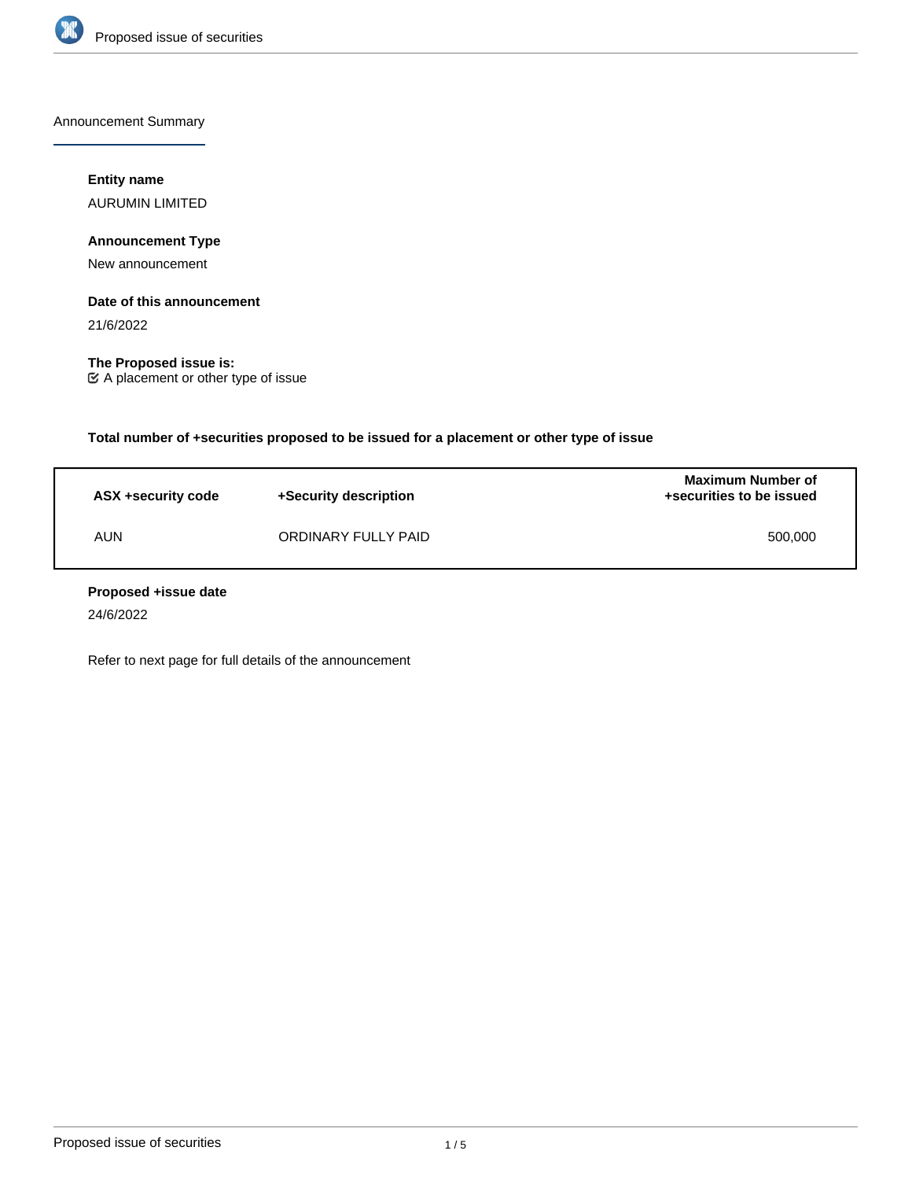Announcement Summary

**Entity name**

AURUMIN LIMITED

**Announcement Type**

New announcement

**Date of this announcement**

21/6/2022

**The Proposed issue is:**

☑ A placement or other type of issue

**Total number of +securities proposed to be issued for a placement or other type of issue**

| ASX +security code | +Security description | Maximum Number of +securities to be issued |
|---|---|---|
| AUN | ORDINARY FULLY PAID | 500,000 |

**Proposed +issue date**

24/6/2022

Refer to next page for full details of the announcement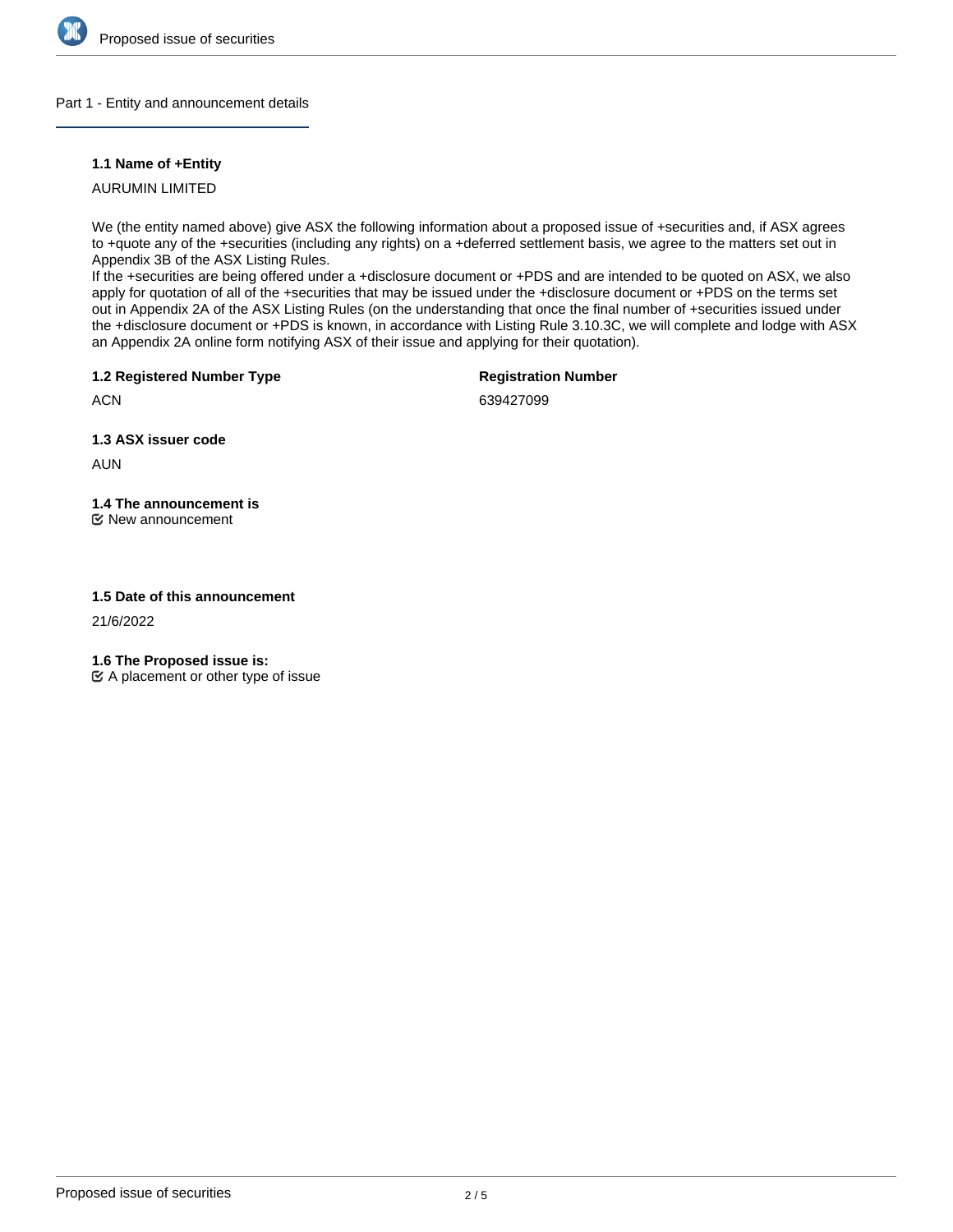## Part 1 - Entity and announcement details

### 1.1 Name of +Entity

AURUMIN LIMITED

We (the entity named above) give ASX the following information about a proposed issue of +securities and, if ASX agrees to +quote any of the +securities (including any rights) on a +deferred settlement basis, we agree to the matters set out in Appendix 3B of the ASX Listing Rules.
If the +securities are being offered under a +disclosure document or +PDS and are intended to be quoted on ASX, we also apply for quotation of all of the +securities that may be issued under the +disclosure document or +PDS on the terms set out in Appendix 2A of the ASX Listing Rules (on the understanding that once the final number of +securities issued under the +disclosure document or +PDS is known, in accordance with Listing Rule 3.10.3C, we will complete and lodge with ASX an Appendix 2A online form notifying ASX of their issue and applying for their quotation).

| 1.2 Registered Number Type | Registration Number |
| --- | --- |
| ACN | 639427099 |

### 1.3 ASX issuer code

AUN

### 1.4 The announcement is

☑ New announcement

### 1.5 Date of this announcement

21/6/2022

### 1.6 The Proposed issue is:

☑ A placement or other type of issue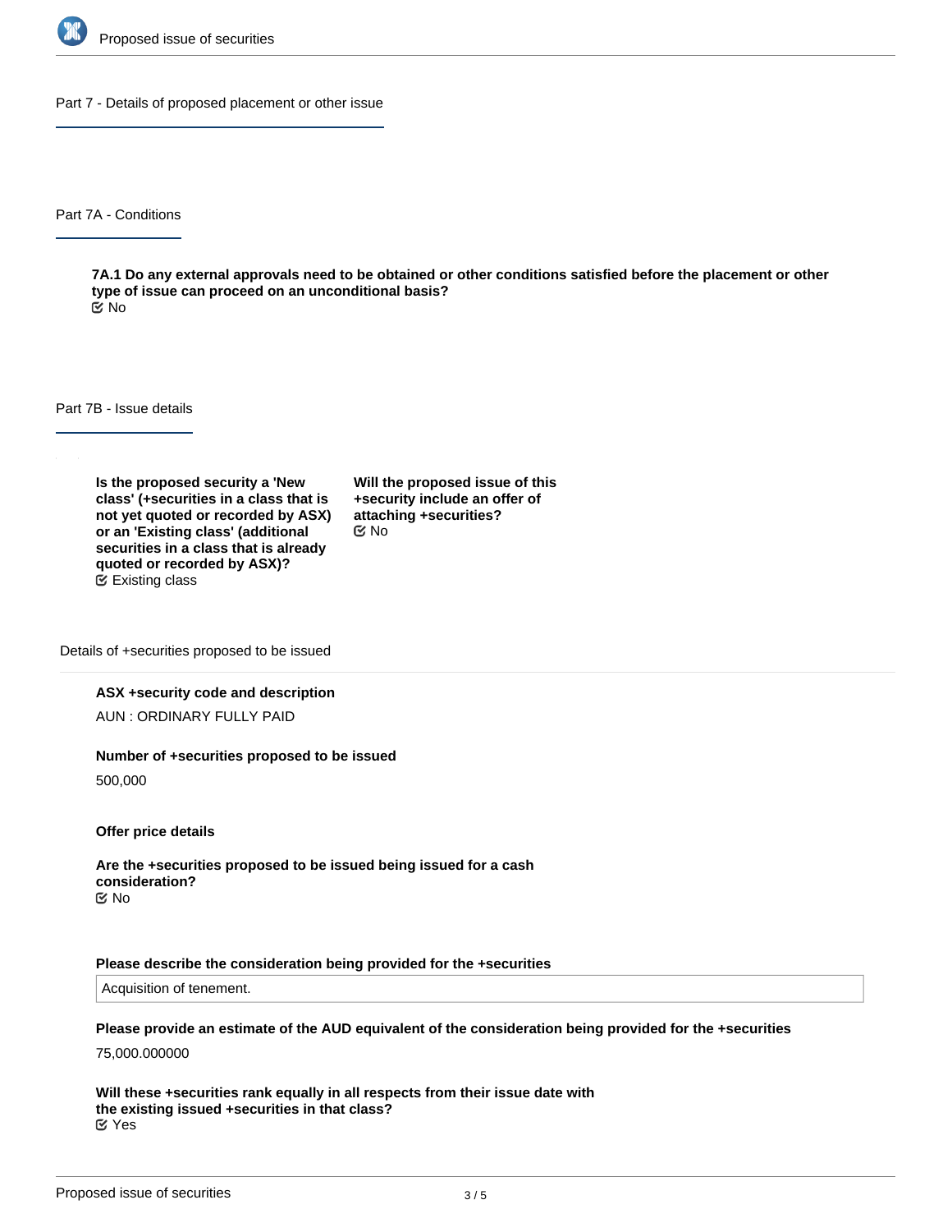## Part 7 - Details of proposed placement or other issue

### Part 7A - Conditions

**7A.1 Do any external approvals need to be obtained or other conditions satisfied before the placement or other type of issue can proceed on an unconditional basis?**
No

### Part 7B - Issue details

**Is the proposed security a 'New class' (+securities in a class that is not yet quoted or recorded by ASX) or an 'Existing class' (additional securities in a class that is already quoted or recorded by ASX)?**
Existing class

**Will the proposed issue of this +security include an offer of attaching +securities?**
No

#### Details of +securities proposed to be issued

**ASX +security code and description**

AUN : ORDINARY FULLY PAID

**Number of +securities proposed to be issued**

500,000

**Offer price details**

**Are the +securities proposed to be issued being issued for a cash consideration?**
No

**Please describe the consideration being provided for the +securities**

Acquisition of tenement.

**Please provide an estimate of the AUD equivalent of the consideration being provided for the +securities**

75,000.000000

**Will these +securities rank equally in all respects from their issue date with the existing issued +securities in that class?**
Yes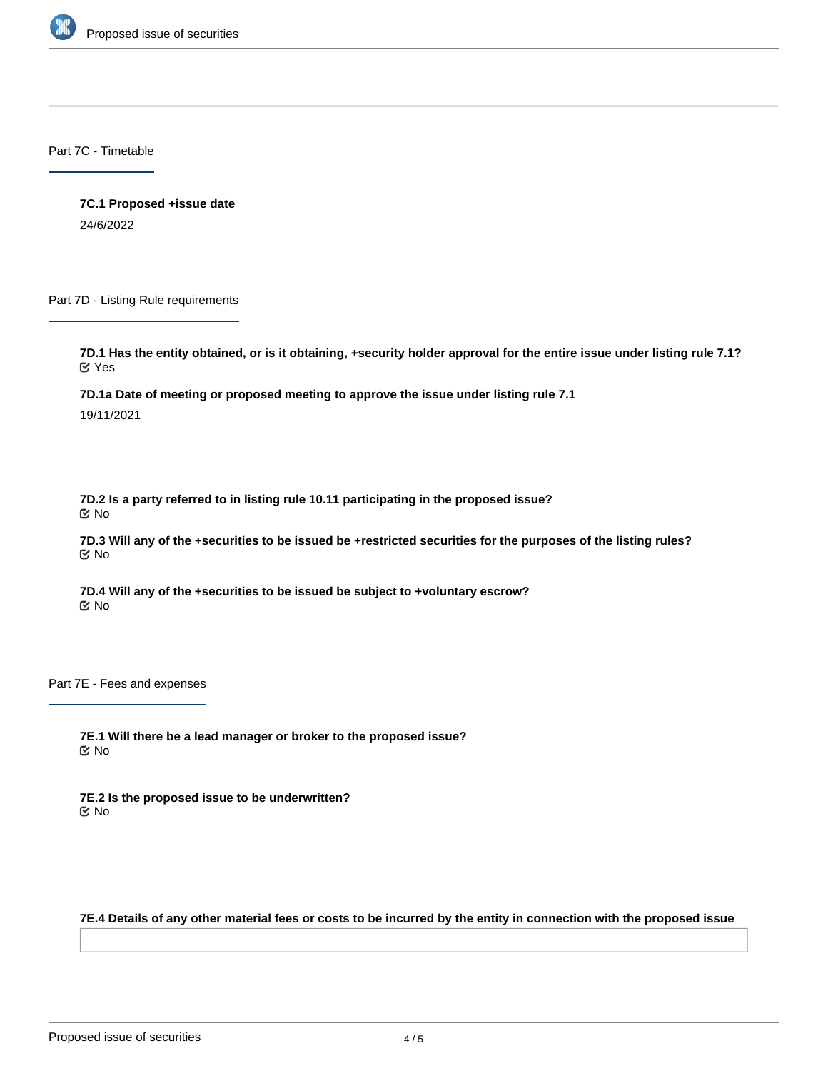## Part 7C - Timetable

**7C.1 Proposed +issue date**

24/6/2022

## Part 7D - Listing Rule requirements

**7D.1 Has the entity obtained, or is it obtaining, +security holder approval for the entire issue under listing rule 7.1?**

Yes

**7D.1a Date of meeting or proposed meeting to approve the issue under listing rule 7.1**

19/11/2021

**7D.2 Is a party referred to in listing rule 10.11 participating in the proposed issue?**

No

**7D.3 Will any of the +securities to be issued be +restricted securities for the purposes of the listing rules?**

No

**7D.4 Will any of the +securities to be issued be subject to +voluntary escrow?**

No

## Part 7E - Fees and expenses

**7E.1 Will there be a lead manager or broker to the proposed issue?**

No

**7E.2 Is the proposed issue to be underwritten?**

No

**7E.4 Details of any other material fees or costs to be incurred by the entity in connection with the proposed issue**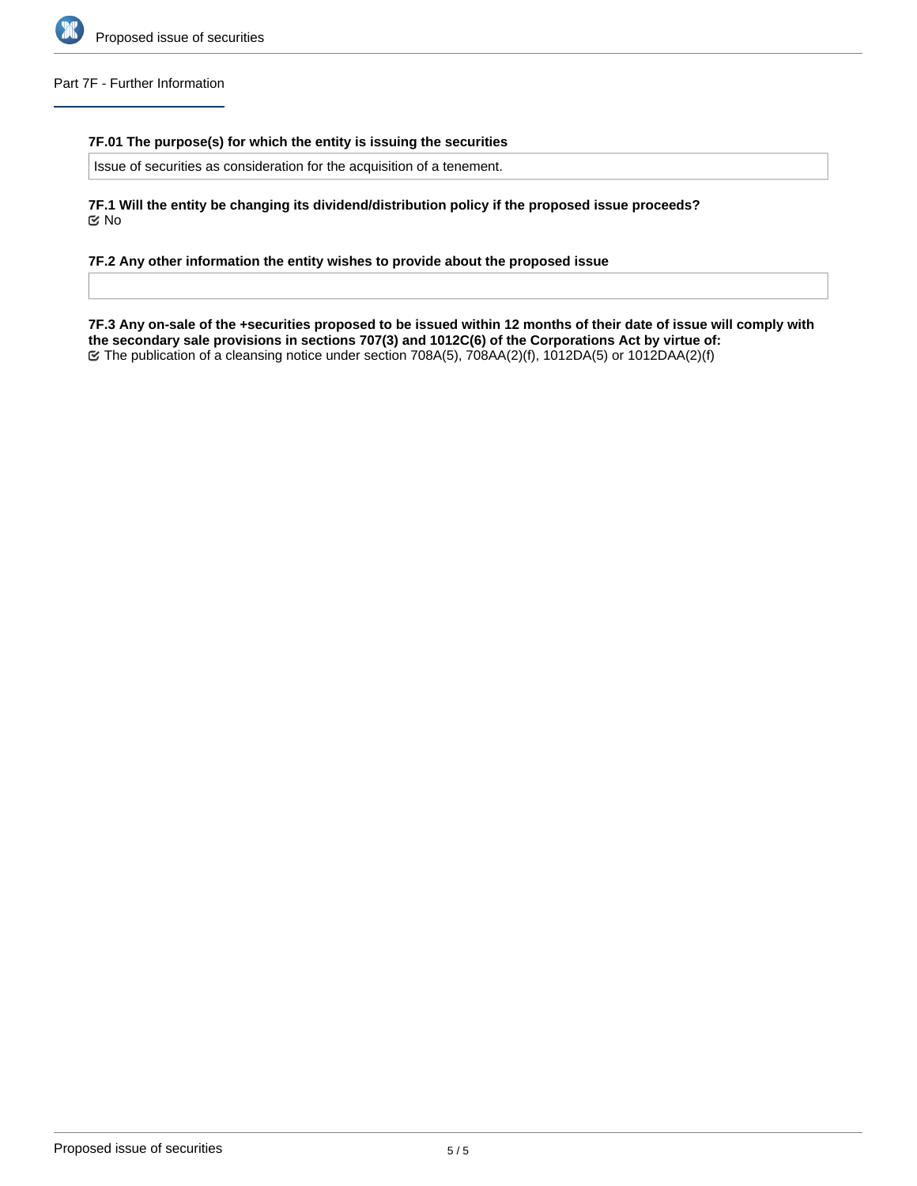## Part 7F - Further Information

**7F.01 The purpose(s) for which the entity is issuing the securities**

Issue of securities as consideration for the acquisition of a tenement.

**7F.1 Will the entity be changing its dividend/distribution policy if the proposed issue proceeds?**

☑ No

**7F.2 Any other information the entity wishes to provide about the proposed issue**

**7F.3 Any on-sale of the +securities proposed to be issued within 12 months of their date of issue will comply with the secondary sale provisions in sections 707(3) and 1012C(6) of the Corporations Act by virtue of:**

☑ The publication of a cleansing notice under section 708A(5), 708AA(2)(f), 1012DA(5) or 1012DAA(2)(f)